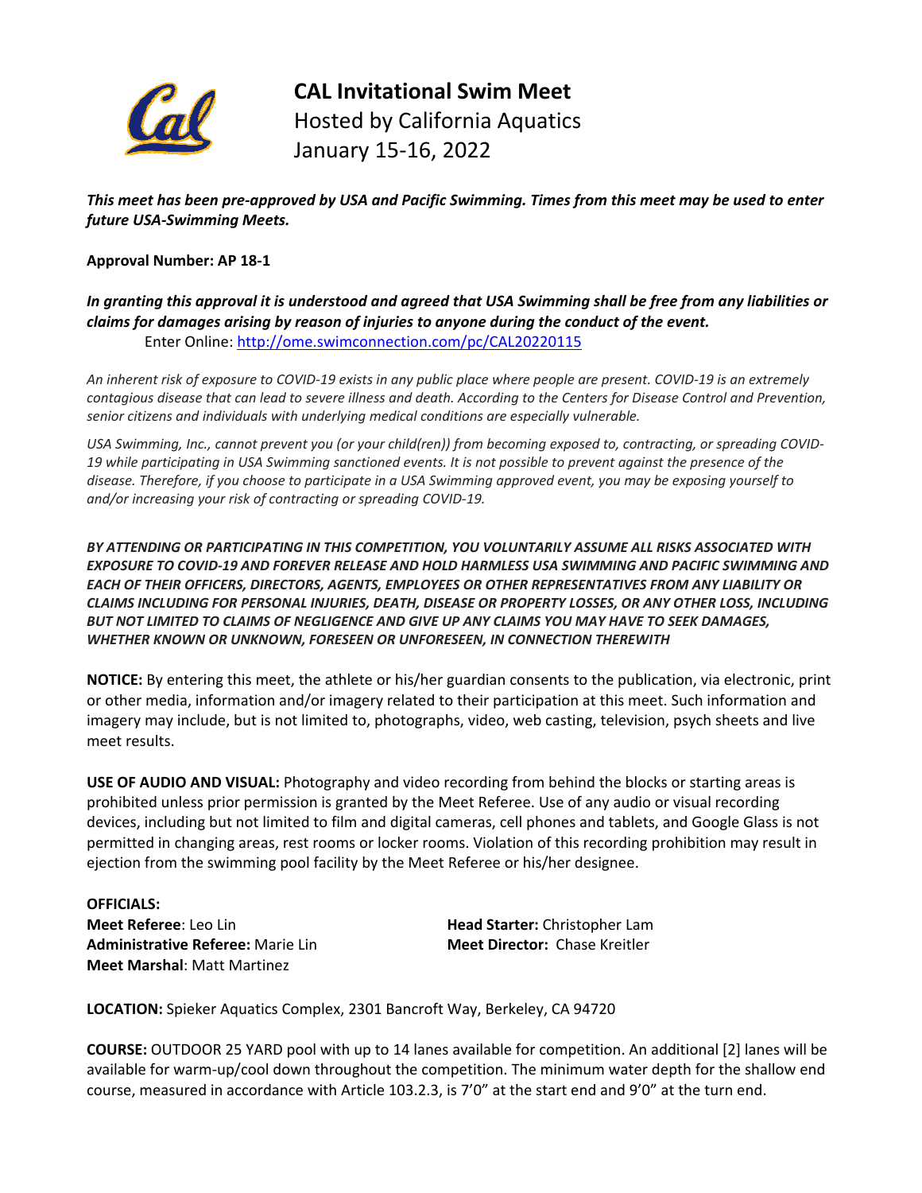# CAL Invitational Swim Meet

Hosted by California Aquatics
January 15-16, 2022

***This meet has been pre-approved by USA and Pacific Swimming. Times from this meet may be used to enter future USA-Swimming Meets.***

**Approval Number: AP 18-1**

***In granting this approval it is understood and agreed that USA Swimming shall be free from any liabilities or claims for damages arising by reason of injuries to anyone during the conduct of the event.***

Enter Online: http://ome.swimconnection.com/pc/CAL20220115

*An inherent risk of exposure to COVID-19 exists in any public place where people are present. COVID-19 is an extremely contagious disease that can lead to severe illness and death. According to the Centers for Disease Control and Prevention, senior citizens and individuals with underlying medical conditions are especially vulnerable.*

*USA Swimming, Inc., cannot prevent you (or your child(ren)) from becoming exposed to, contracting, or spreading COVID-19 while participating in USA Swimming sanctioned events. It is not possible to prevent against the presence of the disease. Therefore, if you choose to participate in a USA Swimming approved event, you may be exposing yourself to and/or increasing your risk of contracting or spreading COVID-19.*

***BY ATTENDING OR PARTICIPATING IN THIS COMPETITION, YOU VOLUNTARILY ASSUME ALL RISKS ASSOCIATED WITH EXPOSURE TO COVID-19 AND FOREVER RELEASE AND HOLD HARMLESS USA SWIMMING AND PACIFIC SWIMMING AND EACH OF THEIR OFFICERS, DIRECTORS, AGENTS, EMPLOYEES OR OTHER REPRESENTATIVES FROM ANY LIABILITY OR CLAIMS INCLUDING FOR PERSONAL INJURIES, DEATH, DISEASE OR PROPERTY LOSSES, OR ANY OTHER LOSS, INCLUDING BUT NOT LIMITED TO CLAIMS OF NEGLIGENCE AND GIVE UP ANY CLAIMS YOU MAY HAVE TO SEEK DAMAGES, WHETHER KNOWN OR UNKNOWN, FORESEEN OR UNFORESEEN, IN CONNECTION THEREWITH***

**NOTICE:** By entering this meet, the athlete or his/her guardian consents to the publication, via electronic, print or other media, information and/or imagery related to their participation at this meet. Such information and imagery may include, but is not limited to, photographs, video, web casting, television, psych sheets and live meet results.

**USE OF AUDIO AND VISUAL:** Photography and video recording from behind the blocks or starting areas is prohibited unless prior permission is granted by the Meet Referee. Use of any audio or visual recording devices, including but not limited to film and digital cameras, cell phones and tablets, and Google Glass is not permitted in changing areas, rest rooms or locker rooms. Violation of this recording prohibition may result in ejection from the swimming pool facility by the Meet Referee or his/her designee.

**OFFICIALS:**

**Meet Referee**: Leo Lin
**Administrative Referee:** Marie Lin
**Meet Marshal**: Matt Martinez
**Head Starter:** Christopher Lam
**Meet Director:** Chase Kreitler

**LOCATION:** Spieker Aquatics Complex, 2301 Bancroft Way, Berkeley, CA 94720

**COURSE:** OUTDOOR 25 YARD pool with up to 14 lanes available for competition. An additional [2] lanes will be available for warm-up/cool down throughout the competition. The minimum water depth for the shallow end course, measured in accordance with Article 103.2.3, is 7'0" at the start end and 9'0" at the turn end.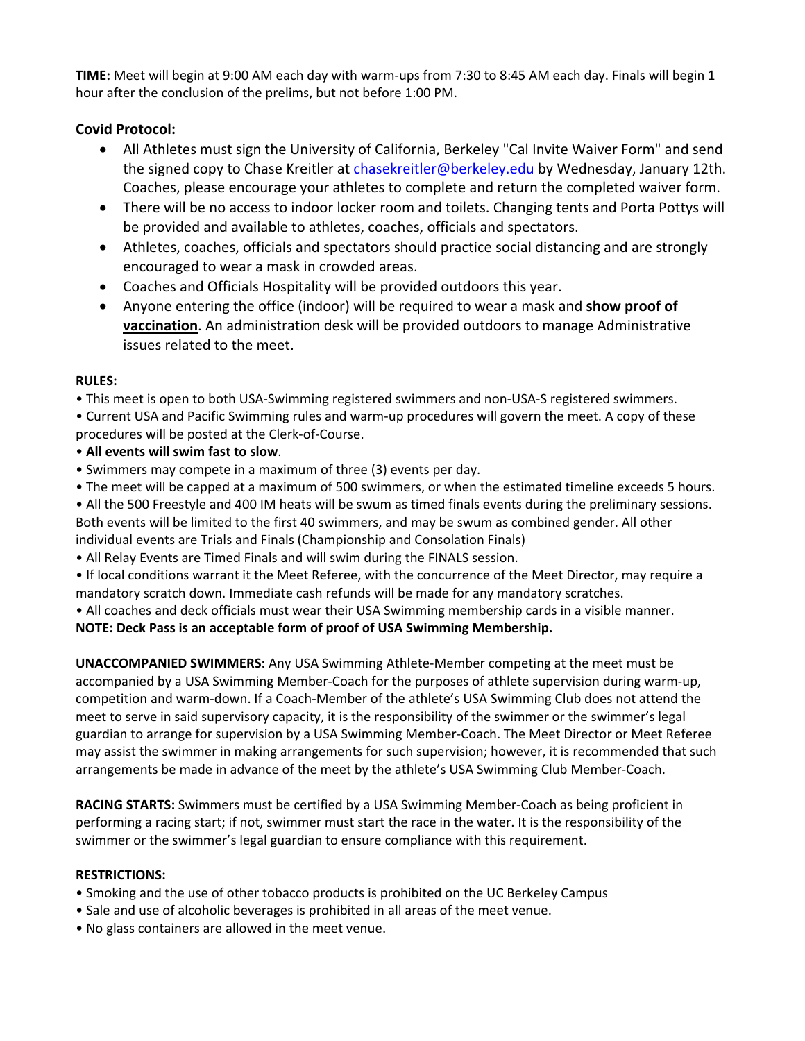**TIME:** Meet will begin at 9:00 AM each day with warm-ups from 7:30 to 8:45 AM each day. Finals will begin 1 hour after the conclusion of the prelims, but not before 1:00 PM.

### Covid Protocol:

- All Athletes must sign the University of California, Berkeley "Cal Invite Waiver Form" and send the signed copy to Chase Kreitler at [chasekreitler@berkeley.edu](mailto:chasekreitler@berkeley.edu) by Wednesday, January 12th. Coaches, please encourage your athletes to complete and return the completed waiver form.
- There will be no access to indoor locker room and toilets. Changing tents and Porta Pottys will be provided and available to athletes, coaches, officials and spectators.
- Athletes, coaches, officials and spectators should practice social distancing and are strongly encouraged to wear a mask in crowded areas.
- Coaches and Officials Hospitality will be provided outdoors this year.
- Anyone entering the office (indoor) will be required to wear a mask and **show proof of vaccination**. An administration desk will be provided outdoors to manage Administrative issues related to the meet.

**RULES:**

- This meet is open to both USA-Swimming registered swimmers and non-USA-S registered swimmers.
- Current USA and Pacific Swimming rules and warm-up procedures will govern the meet. A copy of these procedures will be posted at the Clerk-of-Course.
- **All events will swim fast to slow**.
- Swimmers may compete in a maximum of three (3) events per day.
- The meet will be capped at a maximum of 500 swimmers, or when the estimated timeline exceeds 5 hours.
- All the 500 Freestyle and 400 IM heats will be swum as timed finals events during the preliminary sessions. Both events will be limited to the first 40 swimmers, and may be swum as combined gender. All other individual events are Trials and Finals (Championship and Consolation Finals)
- All Relay Events are Timed Finals and will swim during the FINALS session.
- If local conditions warrant it the Meet Referee, with the concurrence of the Meet Director, may require a mandatory scratch down. Immediate cash refunds will be made for any mandatory scratches.
- All coaches and deck officials must wear their USA Swimming membership cards in a visible manner.

**NOTE: Deck Pass is an acceptable form of proof of USA Swimming Membership.**

**UNACCOMPANIED SWIMMERS:** Any USA Swimming Athlete-Member competing at the meet must be accompanied by a USA Swimming Member-Coach for the purposes of athlete supervision during warm-up, competition and warm-down. If a Coach-Member of the athlete's USA Swimming Club does not attend the meet to serve in said supervisory capacity, it is the responsibility of the swimmer or the swimmer's legal guardian to arrange for supervision by a USA Swimming Member-Coach. The Meet Director or Meet Referee may assist the swimmer in making arrangements for such supervision; however, it is recommended that such arrangements be made in advance of the meet by the athlete's USA Swimming Club Member-Coach.

**RACING STARTS:** Swimmers must be certified by a USA Swimming Member-Coach as being proficient in performing a racing start; if not, swimmer must start the race in the water. It is the responsibility of the swimmer or the swimmer's legal guardian to ensure compliance with this requirement.

**RESTRICTIONS:**

- Smoking and the use of other tobacco products is prohibited on the UC Berkeley Campus
- Sale and use of alcoholic beverages is prohibited in all areas of the meet venue.
- No glass containers are allowed in the meet venue.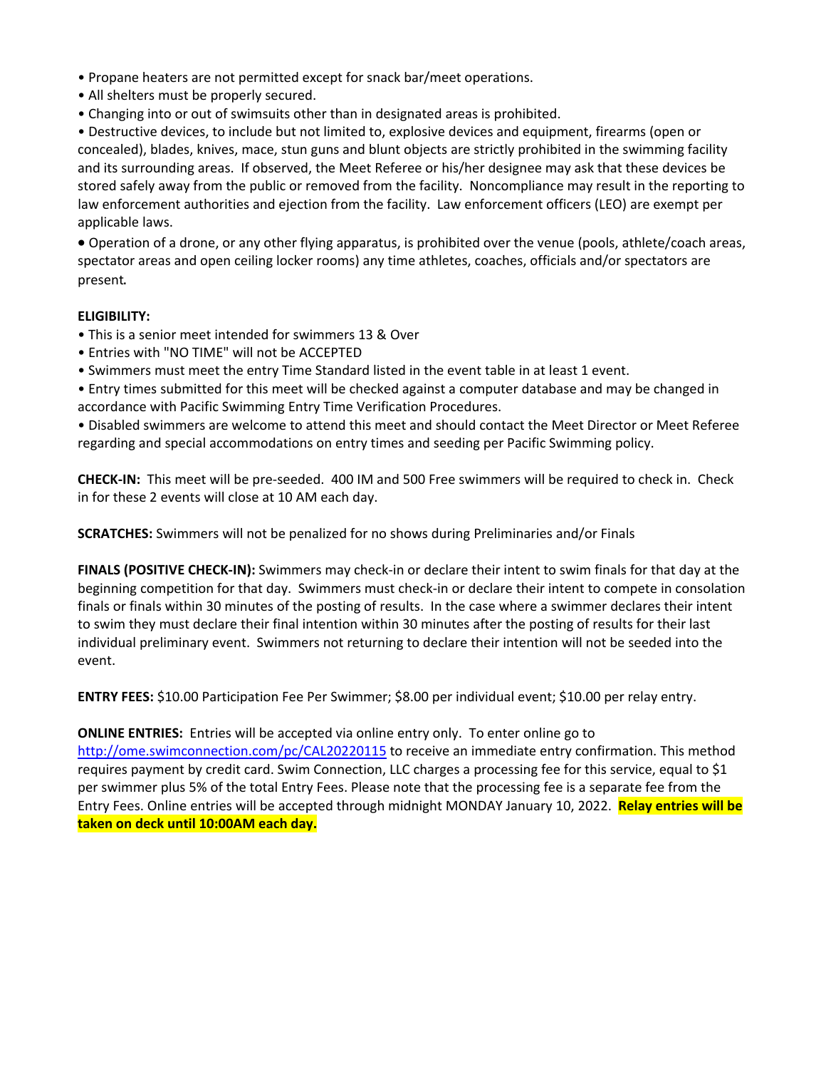- Propane heaters are not permitted except for snack bar/meet operations.
- All shelters must be properly secured.
- Changing into or out of swimsuits other than in designated areas is prohibited.
- Destructive devices, to include but not limited to, explosive devices and equipment, firearms (open or concealed), blades, knives, mace, stun guns and blunt objects are strictly prohibited in the swimming facility and its surrounding areas. If observed, the Meet Referee or his/her designee may ask that these devices be stored safely away from the public or removed from the facility. Noncompliance may result in the reporting to law enforcement authorities and ejection from the facility. Law enforcement officers (LEO) are exempt per applicable laws.
- Operation of a drone, or any other flying apparatus, is prohibited over the venue (pools, athlete/coach areas, spectator areas and open ceiling locker rooms) any time athletes, coaches, officials and/or spectators are present.

**ELIGIBILITY:**

- This is a senior meet intended for swimmers 13 & Over
- Entries with "NO TIME" will not be ACCEPTED
- Swimmers must meet the entry Time Standard listed in the event table in at least 1 event.
- Entry times submitted for this meet will be checked against a computer database and may be changed in accordance with Pacific Swimming Entry Time Verification Procedures.
- Disabled swimmers are welcome to attend this meet and should contact the Meet Director or Meet Referee regarding and special accommodations on entry times and seeding per Pacific Swimming policy.

**CHECK-IN:** This meet will be pre-seeded. 400 IM and 500 Free swimmers will be required to check in. Check in for these 2 events will close at 10 AM each day.

**SCRATCHES:** Swimmers will not be penalized for no shows during Preliminaries and/or Finals

**FINALS (POSITIVE CHECK-IN):** Swimmers may check-in or declare their intent to swim finals for that day at the beginning competition for that day. Swimmers must check-in or declare their intent to compete in consolation finals or finals within 30 minutes of the posting of results. In the case where a swimmer declares their intent to swim they must declare their final intention within 30 minutes after the posting of results for their last individual preliminary event. Swimmers not returning to declare their intention will not be seeded into the event.

**ENTRY FEES:** $10.00 Participation Fee Per Swimmer; $8.00 per individual event; $10.00 per relay entry.

**ONLINE ENTRIES:** Entries will be accepted via online entry only. To enter online go to [http://ome.swimconnection.com/pc/CAL20220115](http://ome.swimconnection.com/pc/CAL20220115) to receive an immediate entry confirmation. This method requires payment by credit card. Swim Connection, LLC charges a processing fee for this service, equal to $1 per swimmer plus 5% of the total Entry Fees. Please note that the processing fee is a separate fee from the Entry Fees. Online entries will be accepted through midnight MONDAY January 10, 2022. **Relay entries will be taken on deck until 10:00AM each day.**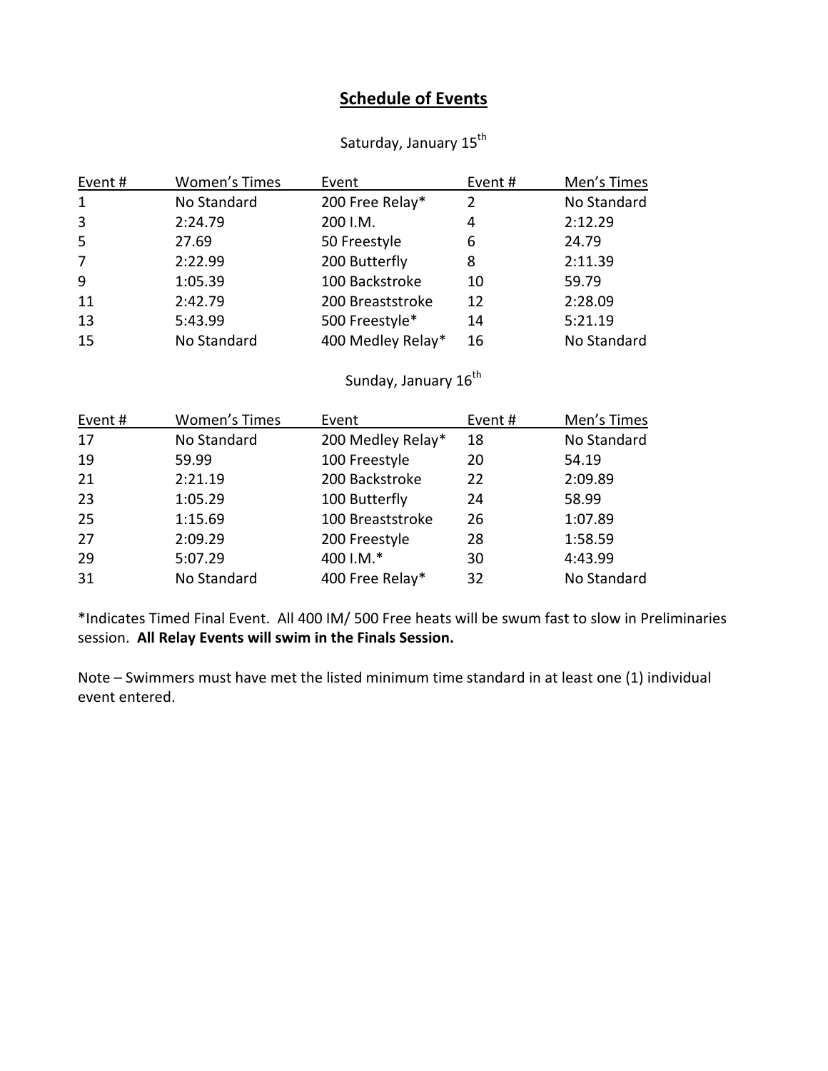## Schedule of Events

Saturday, January 15th

| Event # | Women's Times | Event | Event # | Men's Times |
|---|---|---|---|---|
| 1 | No Standard | 200 Free Relay* | 2 | No Standard |
| 3 | 2:24.79 | 200 I.M. | 4 | 2:12.29 |
| 5 | 27.69 | 50 Freestyle | 6 | 24.79 |
| 7 | 2:22.99 | 200 Butterfly | 8 | 2:11.39 |
| 9 | 1:05.39 | 100 Backstroke | 10 | 59.79 |
| 11 | 2:42.79 | 200 Breaststroke | 12 | 2:28.09 |
| 13 | 5:43.99 | 500 Freestyle* | 14 | 5:21.19 |
| 15 | No Standard | 400 Medley Relay* | 16 | No Standard |

Sunday, January 16th

| Event # | Women's Times | Event | Event # | Men's Times |
|---|---|---|---|---|
| 17 | No Standard | 200 Medley Relay* | 18 | No Standard |
| 19 | 59.99 | 100 Freestyle | 20 | 54.19 |
| 21 | 2:21.19 | 200 Backstroke | 22 | 2:09.89 |
| 23 | 1:05.29 | 100 Butterfly | 24 | 58.99 |
| 25 | 1:15.69 | 100 Breaststroke | 26 | 1:07.89 |
| 27 | 2:09.29 | 200 Freestyle | 28 | 1:58.59 |
| 29 | 5:07.29 | 400 I.M.* | 30 | 4:43.99 |
| 31 | No Standard | 400 Free Relay* | 32 | No Standard |

*Indicates Timed Final Event. All 400 IM/ 500 Free heats will be swum fast to slow in Preliminaries session. **All Relay Events will swim in the Finals Session.**

Note – Swimmers must have met the listed minimum time standard in at least one (1) individual event entered.